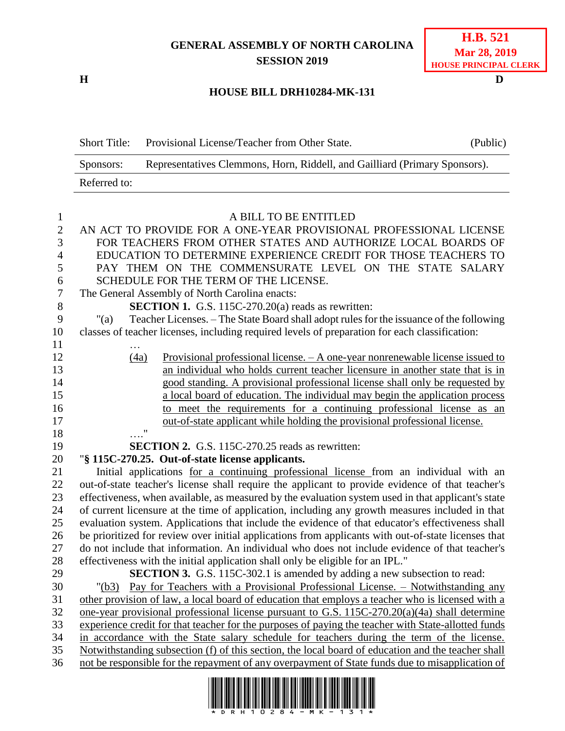GENERAL ASSEMBLY OF NORTH CAROLINA
SESSION 2019

**H.B. 521**
**Mar 28, 2019**
**HOUSE PRINCIPAL CLERK**

**H** **D**

**HOUSE BILL DRH10284-MK-131**

| | | |
|---|---|---|
| Short Title: | Provisional License/Teacher from Other State. | (Public) |
| Sponsors: | Representatives Clemmons, Horn, Riddell, and Gailliard (Primary Sponsors). | |
| Referred to: | | |

A BILL TO BE ENTITLED

AN ACT TO PROVIDE FOR A ONE-YEAR PROVISIONAL PROFESSIONAL LICENSE FOR TEACHERS FROM OTHER STATES AND AUTHORIZE LOCAL BOARDS OF EDUCATION TO DETERMINE EXPERIENCE CREDIT FOR THOSE TEACHERS TO PAY THEM ON THE COMMENSURATE LEVEL ON THE STATE SALARY SCHEDULE FOR THE TERM OF THE LICENSE.

The General Assembly of North Carolina enacts:

**SECTION 1.** G.S. 115C-270.20(a) reads as rewritten:

"(a) Teacher Licenses. – The State Board shall adopt rules for the issuance of the following classes of teacher licenses, including required levels of preparation for each classification:

…

(4a) Provisional professional license. – A one-year nonrenewable license issued to an individual who holds current teacher licensure in another state that is in good standing. A provisional professional license shall only be requested by a local board of education. The individual may begin the application process to meet the requirements for a continuing professional license as an out-of-state applicant while holding the provisional professional license.

…."

**SECTION 2.** G.S. 115C-270.25 reads as rewritten:

"**§ 115C-270.25. Out-of-state license applicants.**

Initial applications for a continuing professional license from an individual with an out-of-state teacher's license shall require the applicant to provide evidence of that teacher's effectiveness, when available, as measured by the evaluation system used in that applicant's state of current licensure at the time of application, including any growth measures included in that evaluation system. Applications that include the evidence of that educator's effectiveness shall be prioritized for review over initial applications from applicants with out-of-state licenses that do not include that information. An individual who does not include evidence of that teacher's effectiveness with the initial application shall only be eligible for an IPL."

**SECTION 3.** G.S. 115C-302.1 is amended by adding a new subsection to read:

"(b3) Pay for Teachers with a Provisional Professional License. – Notwithstanding any other provision of law, a local board of education that employs a teacher who is licensed with a one-year provisional professional license pursuant to G.S. 115C-270.20(a)(4a) shall determine experience credit for that teacher for the purposes of paying the teacher with State-allotted funds in accordance with the State salary schedule for teachers during the term of the license. Notwithstanding subsection (f) of this section, the local board of education and the teacher shall not be responsible for the repayment of any overpayment of State funds due to misapplication of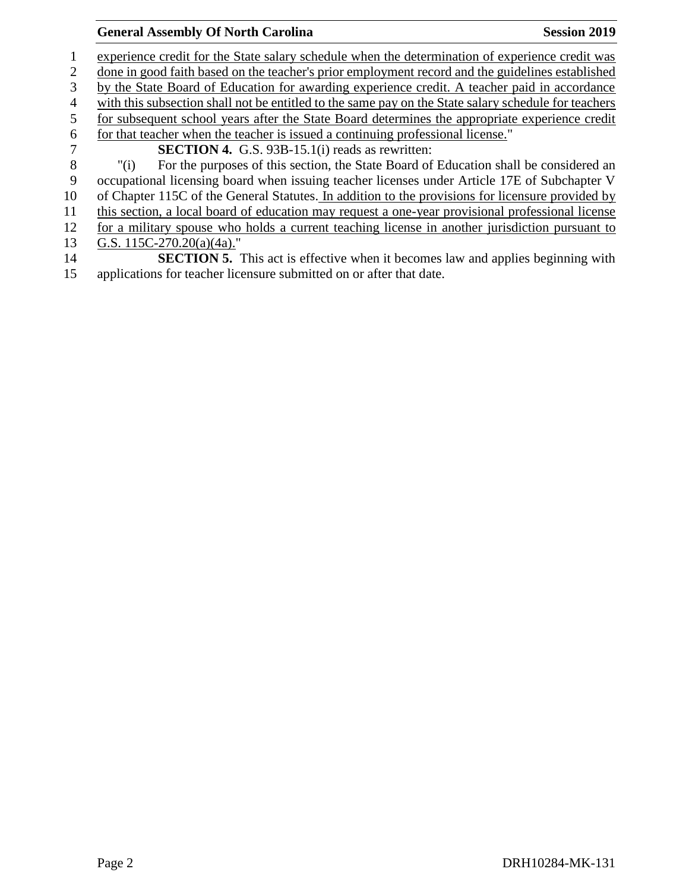experience credit for the State salary schedule when the determination of experience credit was done in good faith based on the teacher's prior employment record and the guidelines established by the State Board of Education for awarding experience credit. A teacher paid in accordance with this subsection shall not be entitled to the same pay on the State salary schedule for teachers for subsequent school years after the State Board determines the appropriate experience credit for that teacher when the teacher is issued a continuing professional license."

**SECTION 4.** G.S. 93B-15.1(i) reads as rewritten:

"(i) For the purposes of this section, the State Board of Education shall be considered an occupational licensing board when issuing teacher licenses under Article 17E of Subchapter V of Chapter 115C of the General Statutes. In addition to the provisions for licensure provided by this section, a local board of education may request a one-year provisional professional license for a military spouse who holds a current teaching license in another jurisdiction pursuant to G.S. 115C-270.20(a)(4a)."

**SECTION 5.** This act is effective when it becomes law and applies beginning with applications for teacher licensure submitted on or after that date.